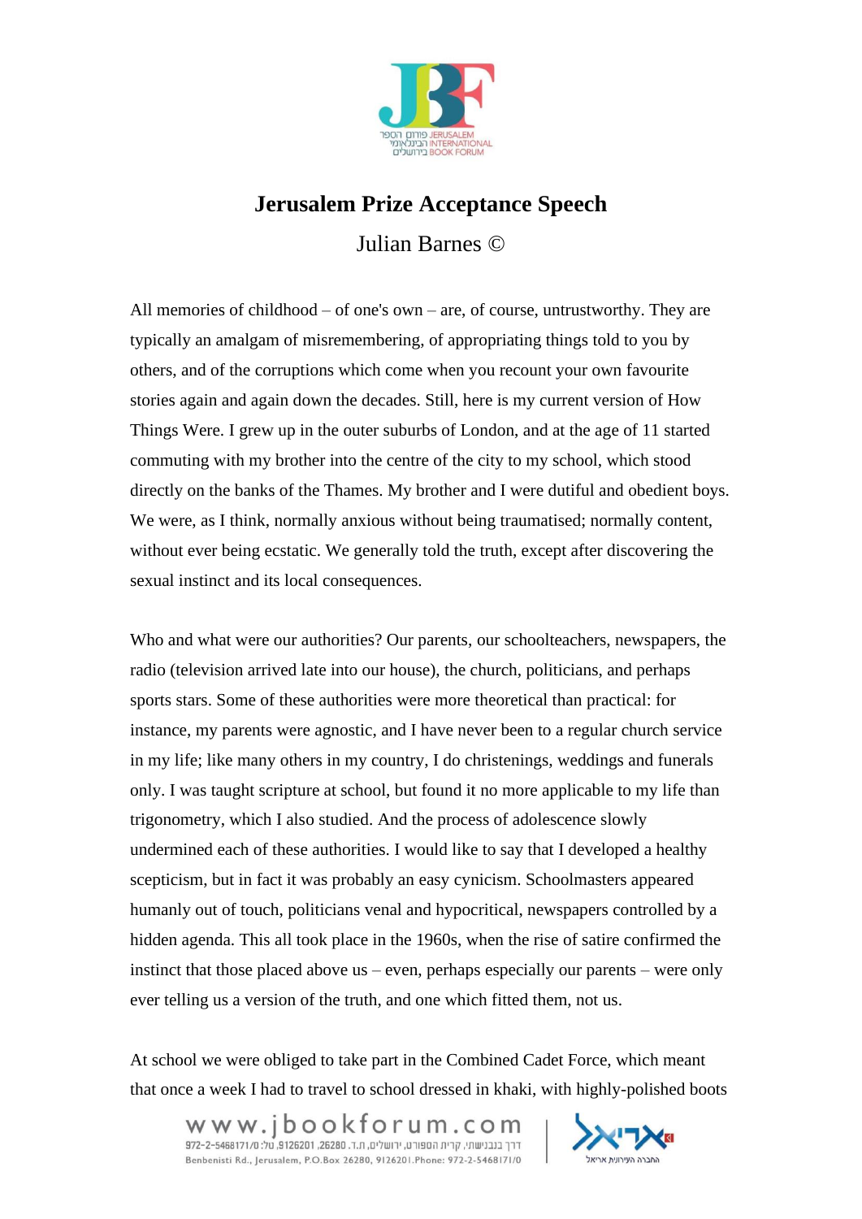# Jerusalem Prize Acceptance Speech

Julian Barnes ©

All memories of childhood – of one's own – are, of course, untrustworthy. They are typically an amalgam of misremembering, of appropriating things told to you by others, and of the corruptions which come when you recount your own favourite stories again and again down the decades. Still, here is my current version of How Things Were. I grew up in the outer suburbs of London, and at the age of 11 started commuting with my brother into the centre of the city to my school, which stood directly on the banks of the Thames. My brother and I were dutiful and obedient boys. We were, as I think, normally anxious without being traumatised; normally content, without ever being ecstatic. We generally told the truth, except after discovering the sexual instinct and its local consequences.

Who and what were our authorities? Our parents, our schoolteachers, newspapers, the radio (television arrived late into our house), the church, politicians, and perhaps sports stars. Some of these authorities were more theoretical than practical: for instance, my parents were agnostic, and I have never been to a regular church service in my life; like many others in my country, I do christenings, weddings and funerals only. I was taught scripture at school, but found it no more applicable to my life than trigonometry, which I also studied. And the process of adolescence slowly undermined each of these authorities. I would like to say that I developed a healthy scepticism, but in fact it was probably an easy cynicism. Schoolmasters appeared humanly out of touch, politicians venal and hypocritical, newspapers controlled by a hidden agenda. This all took place in the 1960s, when the rise of satire confirmed the instinct that those placed above us – even, perhaps especially our parents – were only ever telling us a version of the truth, and one which fitted them, not us.

At school we were obliged to take part in the Combined Cadet Force, which meant that once a week I had to travel to school dressed in khaki, with highly-polished boots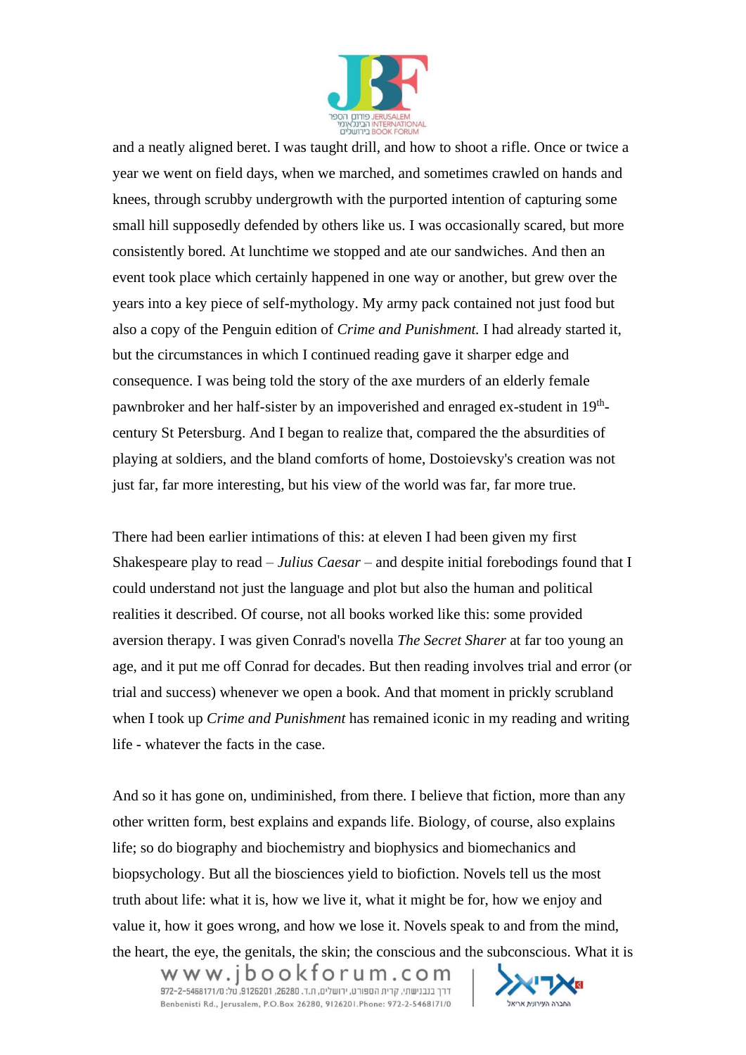and a neatly aligned beret. I was taught drill, and how to shoot a rifle. Once or twice a year we went on field days, when we marched, and sometimes crawled on hands and knees, through scrubby undergrowth with the purported intention of capturing some small hill supposedly defended by others like us. I was occasionally scared, but more consistently bored. At lunchtime we stopped and ate our sandwiches. And then an event took place which certainly happened in one way or another, but grew over the years into a key piece of self-mythology. My army pack contained not just food but also a copy of the Penguin edition of *Crime and Punishment.* I had already started it, but the circumstances in which I continued reading gave it sharper edge and consequence. I was being told the story of the axe murders of an elderly female pawnbroker and her half-sister by an impoverished and enraged ex-student in 19th-century St Petersburg. And I began to realize that, compared the the absurdities of playing at soldiers, and the bland comforts of home, Dostoievsky's creation was not just far, far more interesting, but his view of the world was far, far more true.

There had been earlier intimations of this: at eleven I had been given my first Shakespeare play to read – *Julius Caesar* – and despite initial forebodings found that I could understand not just the language and plot but also the human and political realities it described. Of course, not all books worked like this: some provided aversion therapy. I was given Conrad's novella *The Secret Sharer* at far too young an age, and it put me off Conrad for decades. But then reading involves trial and error (or trial and success) whenever we open a book. And that moment in prickly scrubland when I took up *Crime and Punishment* has remained iconic in my reading and writing life - whatever the facts in the case.

And so it has gone on, undiminished, from there. I believe that fiction, more than any other written form, best explains and expands life. Biology, of course, also explains life; so do biography and biochemistry and biophysics and biomechanics and biopsychology. But all the biosciences yield to biofiction. Novels tell us the most truth about life: what it is, how we live it, what it might be for, how we enjoy and value it, how it goes wrong, and how we lose it. Novels speak to and from the mind, the heart, the eye, the genitals, the skin; the conscious and the subconscious. What it is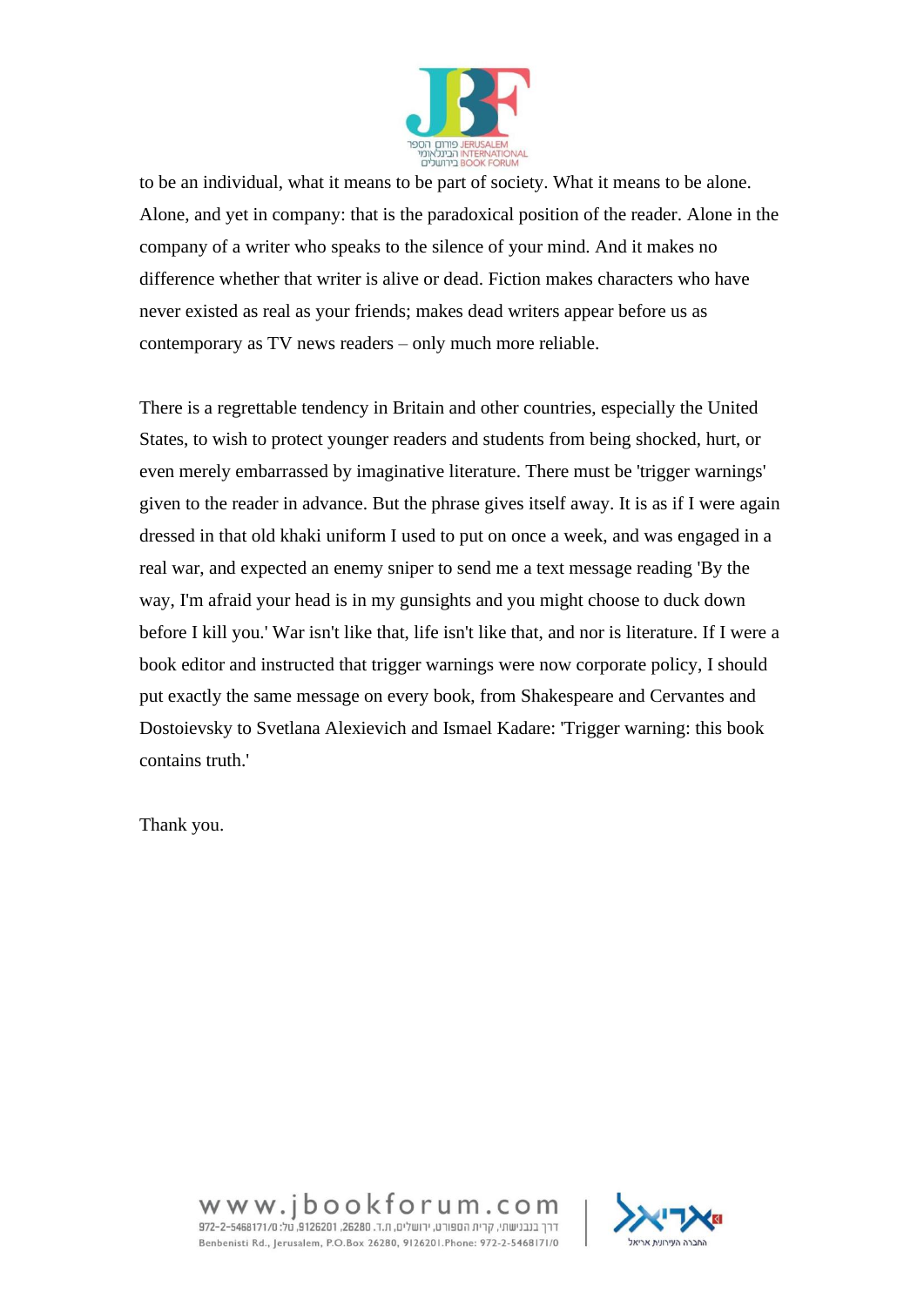to be an individual, what it means to be part of society. What it means to be alone. Alone, and yet in company: that is the paradoxical position of the reader. Alone in the company of a writer who speaks to the silence of your mind. And it makes no difference whether that writer is alive or dead. Fiction makes characters who have never existed as real as your friends; makes dead writers appear before us as contemporary as TV news readers – only much more reliable.

There is a regrettable tendency in Britain and other countries, especially the United States, to wish to protect younger readers and students from being shocked, hurt, or even merely embarrassed by imaginative literature. There must be 'trigger warnings' given to the reader in advance. But the phrase gives itself away. It is as if I were again dressed in that old khaki uniform I used to put on once a week, and was engaged in a real war, and expected an enemy sniper to send me a text message reading 'By the way, I'm afraid your head is in my gunsights and you might choose to duck down before I kill you.' War isn't like that, life isn't like that, and nor is literature. If I were a book editor and instructed that trigger warnings were now corporate policy, I should put exactly the same message on every book, from Shakespeare and Cervantes and Dostoievsky to Svetlana Alexievich and Ismael Kadare: 'Trigger warning: this book contains truth.'

Thank you.